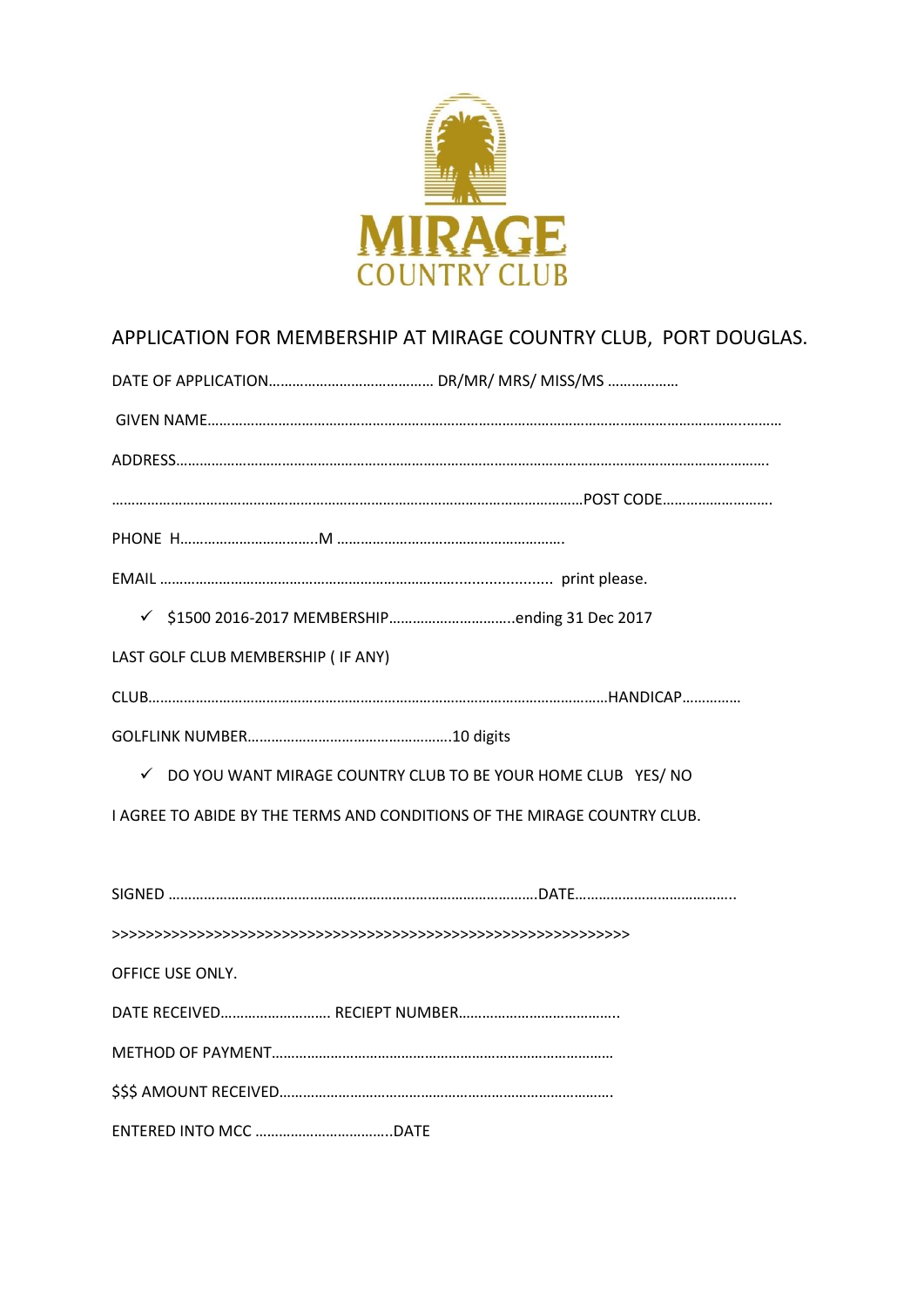MIRAGE
COUNTRY CLUB

## APPLICATION FOR MEMBERSHIP AT MIRAGE COUNTRY CLUB, PORT DOUGLAS.

DATE OF APPLICATION…………………………………… DR/MR/ MRS/ MISS/MS ………………

GIVEN NAME………………………………………………………………………………………………………………………..………

ADDRESS………………………………………………………………………………………………………………………………….

……………………………………………………………………………………………………POST CODE……………………….

PHONE H……………………………..M …………………………………………………….

EMAIL ……………………………………………………………….......................... print please.

- ✓ $1500 2016-2017 MEMBERSHIP…………………………..ending 31 Dec 2017

LAST GOLF CLUB MEMBERSHIP ( IF ANY)

CLUB………………………………………………………………………………………………………HANDICAP……………

GOLFLINK NUMBER…………………………………………….10 digits

- ✓ DO YOU WANT MIRAGE COUNTRY CLUB TO BE YOUR HOME CLUB YES/ NO

I AGREE TO ABIDE BY THE TERMS AND CONDITIONS OF THE MIRAGE COUNTRY CLUB.

SIGNED …………………………………………………………………………………DATE…………………………………..

>>>>>>>>>>>>>>>>>>>>>>>>>>>>>>>>>>>>>>>>>>>>>>>>>>>>>>>>>>>>

OFFICE USE ONLY.

DATE RECEIVED………………………. RECIEPT NUMBER…………………………………..

METHOD OF PAYMENT……………………………………………………………………………

$$$ AMOUNT RECEIVED………………………………………………………………………….

ENTERED INTO MCC ……………………………..DATE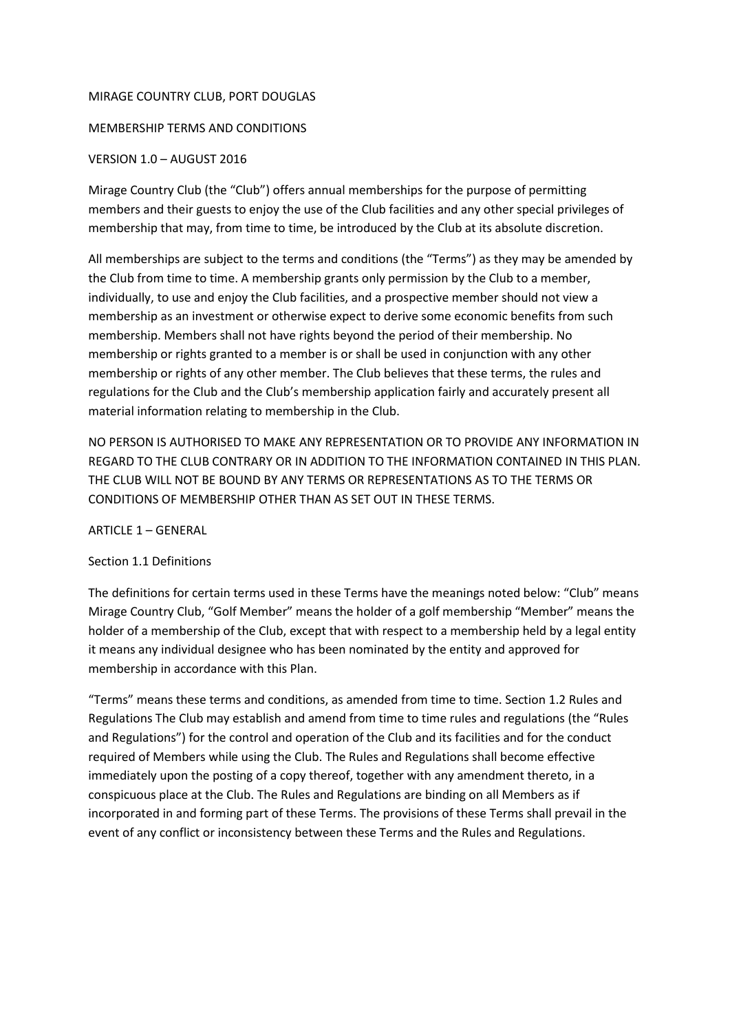MIRAGE COUNTRY CLUB, PORT DOUGLAS

MEMBERSHIP TERMS AND CONDITIONS

VERSION 1.0 – AUGUST 2016

Mirage Country Club (the "Club") offers annual memberships for the purpose of permitting members and their guests to enjoy the use of the Club facilities and any other special privileges of membership that may, from time to time, be introduced by the Club at its absolute discretion.

All memberships are subject to the terms and conditions (the "Terms") as they may be amended by the Club from time to time. A membership grants only permission by the Club to a member, individually, to use and enjoy the Club facilities, and a prospective member should not view a membership as an investment or otherwise expect to derive some economic benefits from such membership. Members shall not have rights beyond the period of their membership. No membership or rights granted to a member is or shall be used in conjunction with any other membership or rights of any other member. The Club believes that these terms, the rules and regulations for the Club and the Club's membership application fairly and accurately present all material information relating to membership in the Club.

NO PERSON IS AUTHORISED TO MAKE ANY REPRESENTATION OR TO PROVIDE ANY INFORMATION IN REGARD TO THE CLUB CONTRARY OR IN ADDITION TO THE INFORMATION CONTAINED IN THIS PLAN. THE CLUB WILL NOT BE BOUND BY ANY TERMS OR REPRESENTATIONS AS TO THE TERMS OR CONDITIONS OF MEMBERSHIP OTHER THAN AS SET OUT IN THESE TERMS.

ARTICLE 1 – GENERAL

Section 1.1 Definitions

The definitions for certain terms used in these Terms have the meanings noted below: "Club" means Mirage Country Club, "Golf Member" means the holder of a golf membership "Member" means the holder of a membership of the Club, except that with respect to a membership held by a legal entity it means any individual designee who has been nominated by the entity and approved for membership in accordance with this Plan.

"Terms" means these terms and conditions, as amended from time to time. Section 1.2 Rules and Regulations The Club may establish and amend from time to time rules and regulations (the "Rules and Regulations") for the control and operation of the Club and its facilities and for the conduct required of Members while using the Club. The Rules and Regulations shall become effective immediately upon the posting of a copy thereof, together with any amendment thereto, in a conspicuous place at the Club. The Rules and Regulations are binding on all Members as if incorporated in and forming part of these Terms. The provisions of these Terms shall prevail in the event of any conflict or inconsistency between these Terms and the Rules and Regulations.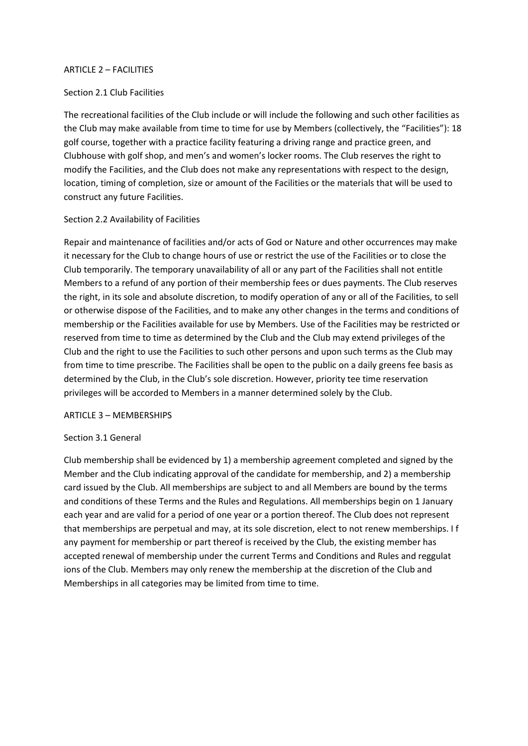## ARTICLE 2 – FACILITIES

### Section 2.1 Club Facilities

The recreational facilities of the Club include or will include the following and such other facilities as the Club may make available from time to time for use by Members (collectively, the "Facilities"): 18 golf course, together with a practice facility featuring a driving range and practice green, and Clubhouse with golf shop, and men's and women's locker rooms. The Club reserves the right to modify the Facilities, and the Club does not make any representations with respect to the design, location, timing of completion, size or amount of the Facilities or the materials that will be used to construct any future Facilities.

### Section 2.2 Availability of Facilities

Repair and maintenance of facilities and/or acts of God or Nature and other occurrences may make it necessary for the Club to change hours of use or restrict the use of the Facilities or to close the Club temporarily. The temporary unavailability of all or any part of the Facilities shall not entitle Members to a refund of any portion of their membership fees or dues payments. The Club reserves the right, in its sole and absolute discretion, to modify operation of any or all of the Facilities, to sell or otherwise dispose of the Facilities, and to make any other changes in the terms and conditions of membership or the Facilities available for use by Members. Use of the Facilities may be restricted or reserved from time to time as determined by the Club and the Club may extend privileges of the Club and the right to use the Facilities to such other persons and upon such terms as the Club may from time to time prescribe. The Facilities shall be open to the public on a daily greens fee basis as determined by the Club, in the Club's sole discretion. However, priority tee time reservation privileges will be accorded to Members in a manner determined solely by the Club.

## ARTICLE 3 – MEMBERSHIPS

### Section 3.1 General

Club membership shall be evidenced by 1) a membership agreement completed and signed by the Member and the Club indicating approval of the candidate for membership, and 2) a membership card issued by the Club. All memberships are subject to and all Members are bound by the terms and conditions of these Terms and the Rules and Regulations. All memberships begin on 1 January each year and are valid for a period of one year or a portion thereof. The Club does not represent that memberships are perpetual and may, at its sole discretion, elect to not renew memberships. I f any payment for membership or part thereof is received by the Club, the existing member has accepted renewal of membership under the current Terms and Conditions and Rules and reggulat ions of the Club. Members may only renew the membership at the discretion of the Club and Memberships in all categories may be limited from time to time.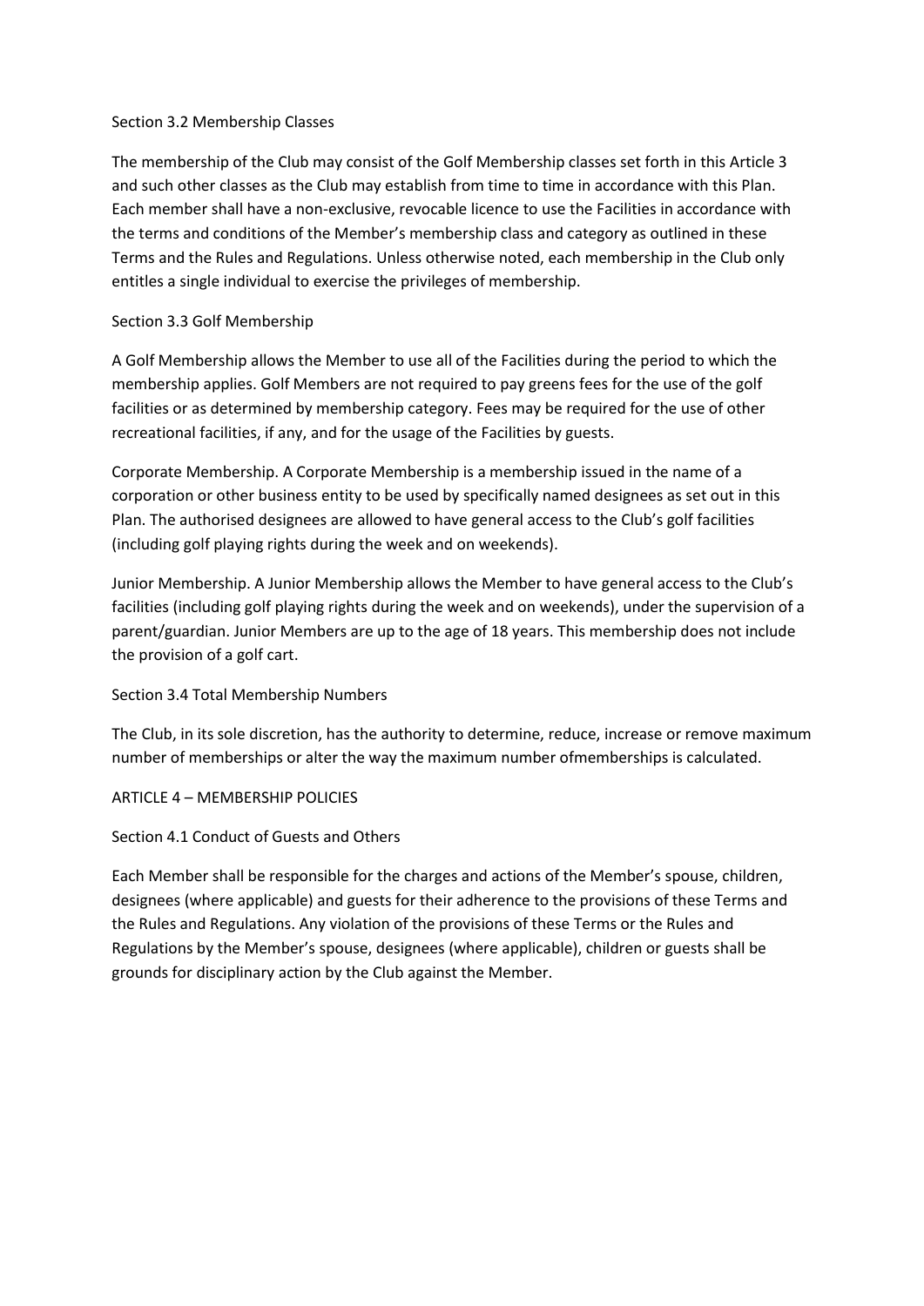## Section 3.2 Membership Classes

The membership of the Club may consist of the Golf Membership classes set forth in this Article 3 and such other classes as the Club may establish from time to time in accordance with this Plan. Each member shall have a non-exclusive, revocable licence to use the Facilities in accordance with the terms and conditions of the Member's membership class and category as outlined in these Terms and the Rules and Regulations. Unless otherwise noted, each membership in the Club only entitles a single individual to exercise the privileges of membership.

## Section 3.3 Golf Membership

A Golf Membership allows the Member to use all of the Facilities during the period to which the membership applies. Golf Members are not required to pay greens fees for the use of the golf facilities or as determined by membership category. Fees may be required for the use of other recreational facilities, if any, and for the usage of the Facilities by guests.

Corporate Membership. A Corporate Membership is a membership issued in the name of a corporation or other business entity to be used by specifically named designees as set out in this Plan. The authorised designees are allowed to have general access to the Club's golf facilities (including golf playing rights during the week and on weekends).

Junior Membership. A Junior Membership allows the Member to have general access to the Club's facilities (including golf playing rights during the week and on weekends), under the supervision of a parent/guardian. Junior Members are up to the age of 18 years. This membership does not include the provision of a golf cart.

## Section 3.4 Total Membership Numbers

The Club, in its sole discretion, has the authority to determine, reduce, increase or remove maximum number of memberships or alter the way the maximum number ofmemberships is calculated.

# ARTICLE 4 – MEMBERSHIP POLICIES

## Section 4.1 Conduct of Guests and Others

Each Member shall be responsible for the charges and actions of the Member's spouse, children, designees (where applicable) and guests for their adherence to the provisions of these Terms and the Rules and Regulations. Any violation of the provisions of these Terms or the Rules and Regulations by the Member's spouse, designees (where applicable), children or guests shall be grounds for disciplinary action by the Club against the Member.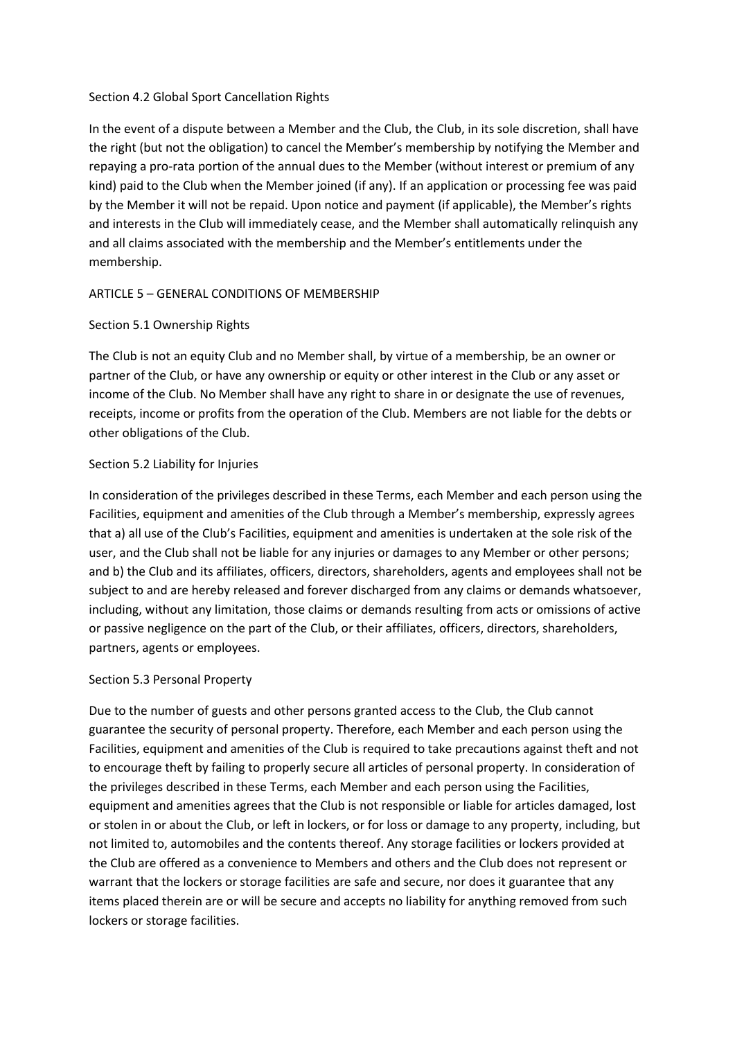### Section 4.2 Global Sport Cancellation Rights

In the event of a dispute between a Member and the Club, the Club, in its sole discretion, shall have the right (but not the obligation) to cancel the Member's membership by notifying the Member and repaying a pro-rata portion of the annual dues to the Member (without interest or premium of any kind) paid to the Club when the Member joined (if any). If an application or processing fee was paid by the Member it will not be repaid. Upon notice and payment (if applicable), the Member's rights and interests in the Club will immediately cease, and the Member shall automatically relinquish any and all claims associated with the membership and the Member's entitlements under the membership.

## ARTICLE 5 – GENERAL CONDITIONS OF MEMBERSHIP

### Section 5.1 Ownership Rights

The Club is not an equity Club and no Member shall, by virtue of a membership, be an owner or partner of the Club, or have any ownership or equity or other interest in the Club or any asset or income of the Club. No Member shall have any right to share in or designate the use of revenues, receipts, income or profits from the operation of the Club. Members are not liable for the debts or other obligations of the Club.

### Section 5.2 Liability for Injuries

In consideration of the privileges described in these Terms, each Member and each person using the Facilities, equipment and amenities of the Club through a Member's membership, expressly agrees that a) all use of the Club's Facilities, equipment and amenities is undertaken at the sole risk of the user, and the Club shall not be liable for any injuries or damages to any Member or other persons; and b) the Club and its affiliates, officers, directors, shareholders, agents and employees shall not be subject to and are hereby released and forever discharged from any claims or demands whatsoever, including, without any limitation, those claims or demands resulting from acts or omissions of active or passive negligence on the part of the Club, or their affiliates, officers, directors, shareholders, partners, agents or employees.

### Section 5.3 Personal Property

Due to the number of guests and other persons granted access to the Club, the Club cannot guarantee the security of personal property. Therefore, each Member and each person using the Facilities, equipment and amenities of the Club is required to take precautions against theft and not to encourage theft by failing to properly secure all articles of personal property. In consideration of the privileges described in these Terms, each Member and each person using the Facilities, equipment and amenities agrees that the Club is not responsible or liable for articles damaged, lost or stolen in or about the Club, or left in lockers, or for loss or damage to any property, including, but not limited to, automobiles and the contents thereof. Any storage facilities or lockers provided at the Club are offered as a convenience to Members and others and the Club does not represent or warrant that the lockers or storage facilities are safe and secure, nor does it guarantee that any items placed therein are or will be secure and accepts no liability for anything removed from such lockers or storage facilities.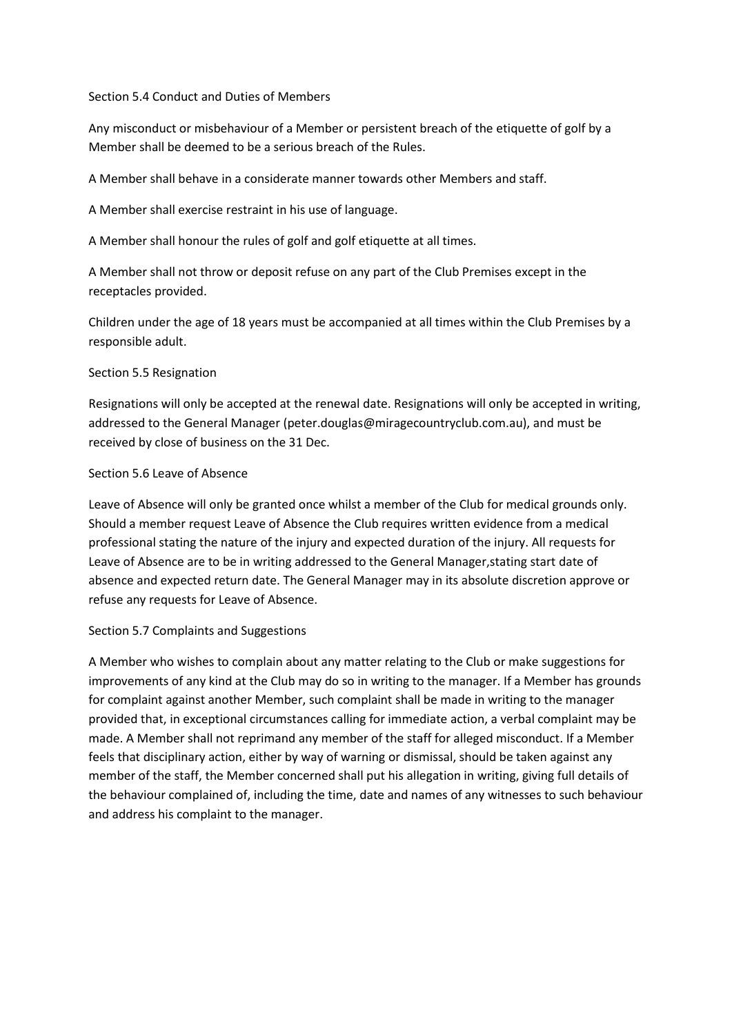## Section 5.4 Conduct and Duties of Members

Any misconduct or misbehaviour of a Member or persistent breach of the etiquette of golf by a Member shall be deemed to be a serious breach of the Rules.

A Member shall behave in a considerate manner towards other Members and staff.

A Member shall exercise restraint in his use of language.

A Member shall honour the rules of golf and golf etiquette at all times.

A Member shall not throw or deposit refuse on any part of the Club Premises except in the receptacles provided.

Children under the age of 18 years must be accompanied at all times within the Club Premises by a responsible adult.

## Section 5.5 Resignation

Resignations will only be accepted at the renewal date. Resignations will only be accepted in writing, addressed to the General Manager (peter.douglas@miragecountryclub.com.au), and must be received by close of business on the 31 Dec.

## Section 5.6 Leave of Absence

Leave of Absence will only be granted once whilst a member of the Club for medical grounds only. Should a member request Leave of Absence the Club requires written evidence from a medical professional stating the nature of the injury and expected duration of the injury. All requests for Leave of Absence are to be in writing addressed to the General Manager,stating start date of absence and expected return date. The General Manager may in its absolute discretion approve or refuse any requests for Leave of Absence.

## Section 5.7 Complaints and Suggestions

A Member who wishes to complain about any matter relating to the Club or make suggestions for improvements of any kind at the Club may do so in writing to the manager. If a Member has grounds for complaint against another Member, such complaint shall be made in writing to the manager provided that, in exceptional circumstances calling for immediate action, a verbal complaint may be made. A Member shall not reprimand any member of the staff for alleged misconduct. If a Member feels that disciplinary action, either by way of warning or dismissal, should be taken against any member of the staff, the Member concerned shall put his allegation in writing, giving full details of the behaviour complained of, including the time, date and names of any witnesses to such behaviour and address his complaint to the manager.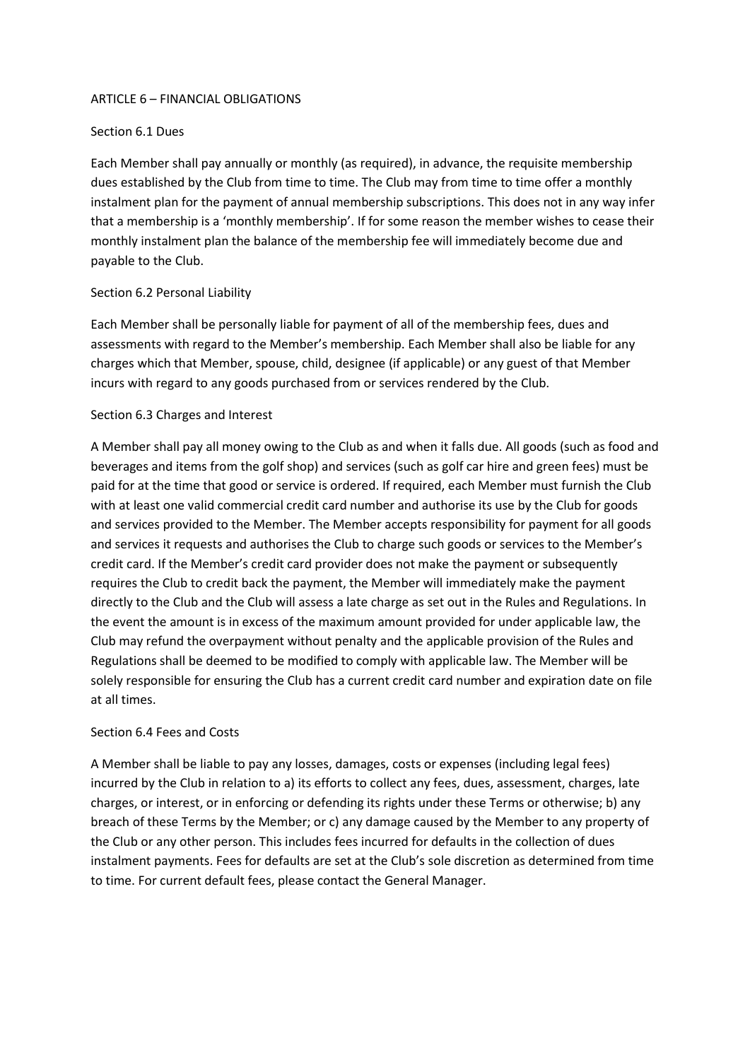## ARTICLE 6 – FINANCIAL OBLIGATIONS

### Section 6.1 Dues

Each Member shall pay annually or monthly (as required), in advance, the requisite membership dues established by the Club from time to time. The Club may from time to time offer a monthly instalment plan for the payment of annual membership subscriptions. This does not in any way infer that a membership is a 'monthly membership'. If for some reason the member wishes to cease their monthly instalment plan the balance of the membership fee will immediately become due and payable to the Club.

### Section 6.2 Personal Liability

Each Member shall be personally liable for payment of all of the membership fees, dues and assessments with regard to the Member's membership. Each Member shall also be liable for any charges which that Member, spouse, child, designee (if applicable) or any guest of that Member incurs with regard to any goods purchased from or services rendered by the Club.

### Section 6.3 Charges and Interest

A Member shall pay all money owing to the Club as and when it falls due. All goods (such as food and beverages and items from the golf shop) and services (such as golf car hire and green fees) must be paid for at the time that good or service is ordered. If required, each Member must furnish the Club with at least one valid commercial credit card number and authorise its use by the Club for goods and services provided to the Member. The Member accepts responsibility for payment for all goods and services it requests and authorises the Club to charge such goods or services to the Member's credit card. If the Member's credit card provider does not make the payment or subsequently requires the Club to credit back the payment, the Member will immediately make the payment directly to the Club and the Club will assess a late charge as set out in the Rules and Regulations. In the event the amount is in excess of the maximum amount provided for under applicable law, the Club may refund the overpayment without penalty and the applicable provision of the Rules and Regulations shall be deemed to be modified to comply with applicable law. The Member will be solely responsible for ensuring the Club has a current credit card number and expiration date on file at all times.

### Section 6.4 Fees and Costs

A Member shall be liable to pay any losses, damages, costs or expenses (including legal fees) incurred by the Club in relation to a) its efforts to collect any fees, dues, assessment, charges, late charges, or interest, or in enforcing or defending its rights under these Terms or otherwise; b) any breach of these Terms by the Member; or c) any damage caused by the Member to any property of the Club or any other person. This includes fees incurred for defaults in the collection of dues instalment payments. Fees for defaults are set at the Club's sole discretion as determined from time to time. For current default fees, please contact the General Manager.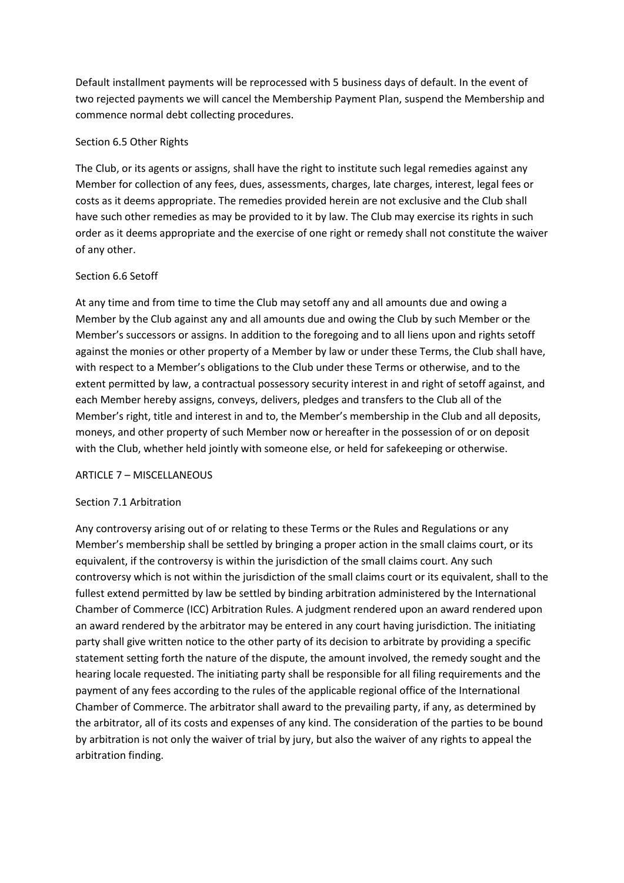Default installment payments will be reprocessed with 5 business days of default. In the event of two rejected payments we will cancel the Membership Payment Plan, suspend the Membership and commence normal debt collecting procedures.

Section 6.5 Other Rights

The Club, or its agents or assigns, shall have the right to institute such legal remedies against any Member for collection of any fees, dues, assessments, charges, late charges, interest, legal fees or costs as it deems appropriate. The remedies provided herein are not exclusive and the Club shall have such other remedies as may be provided to it by law. The Club may exercise its rights in such order as it deems appropriate and the exercise of one right or remedy shall not constitute the waiver of any other.

Section 6.6 Setoff

At any time and from time to time the Club may setoff any and all amounts due and owing a Member by the Club against any and all amounts due and owing the Club by such Member or the Member's successors or assigns. In addition to the foregoing and to all liens upon and rights setoff against the monies or other property of a Member by law or under these Terms, the Club shall have, with respect to a Member's obligations to the Club under these Terms or otherwise, and to the extent permitted by law, a contractual possessory security interest in and right of setoff against, and each Member hereby assigns, conveys, delivers, pledges and transfers to the Club all of the Member's right, title and interest in and to, the Member's membership in the Club and all deposits, moneys, and other property of such Member now or hereafter in the possession of or on deposit with the Club, whether held jointly with someone else, or held for safekeeping or otherwise.

ARTICLE 7 – MISCELLANEOUS

Section 7.1 Arbitration

Any controversy arising out of or relating to these Terms or the Rules and Regulations or any Member's membership shall be settled by bringing a proper action in the small claims court, or its equivalent, if the controversy is within the jurisdiction of the small claims court. Any such controversy which is not within the jurisdiction of the small claims court or its equivalent, shall to the fullest extend permitted by law be settled by binding arbitration administered by the International Chamber of Commerce (ICC) Arbitration Rules. A judgment rendered upon an award rendered upon an award rendered by the arbitrator may be entered in any court having jurisdiction. The initiating party shall give written notice to the other party of its decision to arbitrate by providing a specific statement setting forth the nature of the dispute, the amount involved, the remedy sought and the hearing locale requested. The initiating party shall be responsible for all filing requirements and the payment of any fees according to the rules of the applicable regional office of the International Chamber of Commerce. The arbitrator shall award to the prevailing party, if any, as determined by the arbitrator, all of its costs and expenses of any kind. The consideration of the parties to be bound by arbitration is not only the waiver of trial by jury, but also the waiver of any rights to appeal the arbitration finding.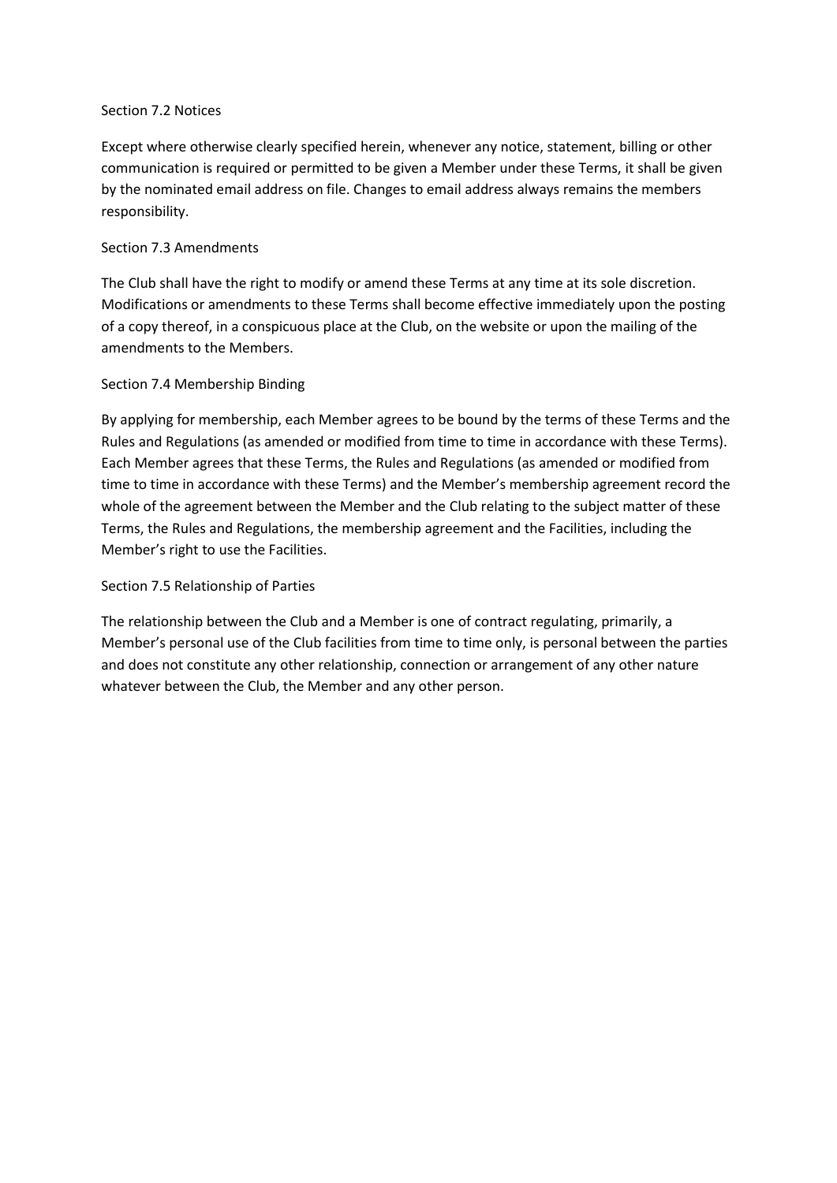### Section 7.2 Notices

Except where otherwise clearly specified herein, whenever any notice, statement, billing or other communication is required or permitted to be given a Member under these Terms, it shall be given by the nominated email address on file. Changes to email address always remains the members responsibility.

### Section 7.3 Amendments

The Club shall have the right to modify or amend these Terms at any time at its sole discretion. Modifications or amendments to these Terms shall become effective immediately upon the posting of a copy thereof, in a conspicuous place at the Club, on the website or upon the mailing of the amendments to the Members.

### Section 7.4 Membership Binding

By applying for membership, each Member agrees to be bound by the terms of these Terms and the Rules and Regulations (as amended or modified from time to time in accordance with these Terms). Each Member agrees that these Terms, the Rules and Regulations (as amended or modified from time to time in accordance with these Terms) and the Member's membership agreement record the whole of the agreement between the Member and the Club relating to the subject matter of these Terms, the Rules and Regulations, the membership agreement and the Facilities, including the Member's right to use the Facilities.

### Section 7.5 Relationship of Parties

The relationship between the Club and a Member is one of contract regulating, primarily, a Member's personal use of the Club facilities from time to time only, is personal between the parties and does not constitute any other relationship, connection or arrangement of any other nature whatever between the Club, the Member and any other person.